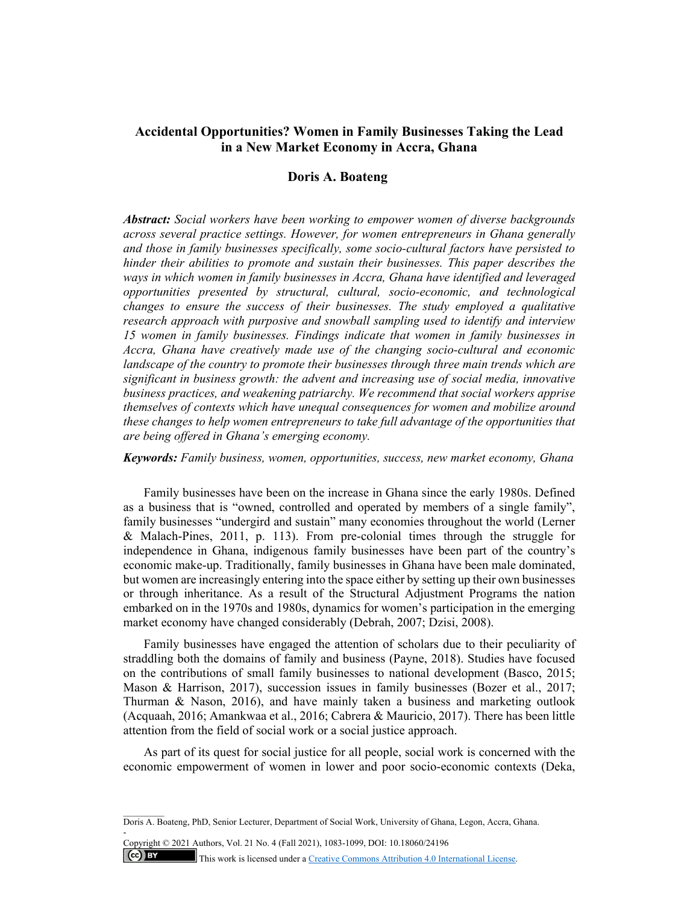# Accidental Opportunities? Women in Family Businesses Taking the Lead in a New Market Economy in Accra, Ghana

## Doris A. Boateng

***Abstract:*** *Social workers have been working to empower women of diverse backgrounds across several practice settings. However, for women entrepreneurs in Ghana generally and those in family businesses specifically, some socio-cultural factors have persisted to hinder their abilities to promote and sustain their businesses. This paper describes the ways in which women in family businesses in Accra, Ghana have identified and leveraged opportunities presented by structural, cultural, socio-economic, and technological changes to ensure the success of their businesses. The study employed a qualitative research approach with purposive and snowball sampling used to identify and interview 15 women in family businesses. Findings indicate that women in family businesses in Accra, Ghana have creatively made use of the changing socio-cultural and economic landscape of the country to promote their businesses through three main trends which are significant in business growth: the advent and increasing use of social media, innovative business practices, and weakening patriarchy. We recommend that social workers apprise themselves of contexts which have unequal consequences for women and mobilize around these changes to help women entrepreneurs to take full advantage of the opportunities that are being offered in Ghana's emerging economy.*

***Keywords:*** *Family business, women, opportunities, success, new market economy, Ghana*

Family businesses have been on the increase in Ghana since the early 1980s. Defined as a business that is "owned, controlled and operated by members of a single family", family businesses "undergird and sustain" many economies throughout the world (Lerner & Malach-Pines, 2011, p. 113). From pre-colonial times through the struggle for independence in Ghana, indigenous family businesses have been part of the country's economic make-up. Traditionally, family businesses in Ghana have been male dominated, but women are increasingly entering into the space either by setting up their own businesses or through inheritance. As a result of the Structural Adjustment Programs the nation embarked on in the 1970s and 1980s, dynamics for women's participation in the emerging market economy have changed considerably (Debrah, 2007; Dzisi, 2008).

Family businesses have engaged the attention of scholars due to their peculiarity of straddling both the domains of family and business (Payne, 2018). Studies have focused on the contributions of small family businesses to national development (Basco, 2015; Mason & Harrison, 2017), succession issues in family businesses (Bozer et al., 2017; Thurman & Nason, 2016), and have mainly taken a business and marketing outlook (Acquaah, 2016; Amankwaa et al., 2016; Cabrera & Mauricio, 2017). There has been little attention from the field of social work or a social justice approach.

As part of its quest for social justice for all people, social work is concerned with the economic empowerment of women in lower and poor socio-economic contexts (Deka,

---

Doris A. Boateng, PhD, Senior Lecturer, Department of Social Work, University of Ghana, Legon, Accra, Ghana.

Copyright © 2021 Authors, Vol. 21 No. 4 (Fall 2021), 1083-1099, DOI: 10.18060/24196

This work is licensed under a Creative Commons Attribution 4.0 International License.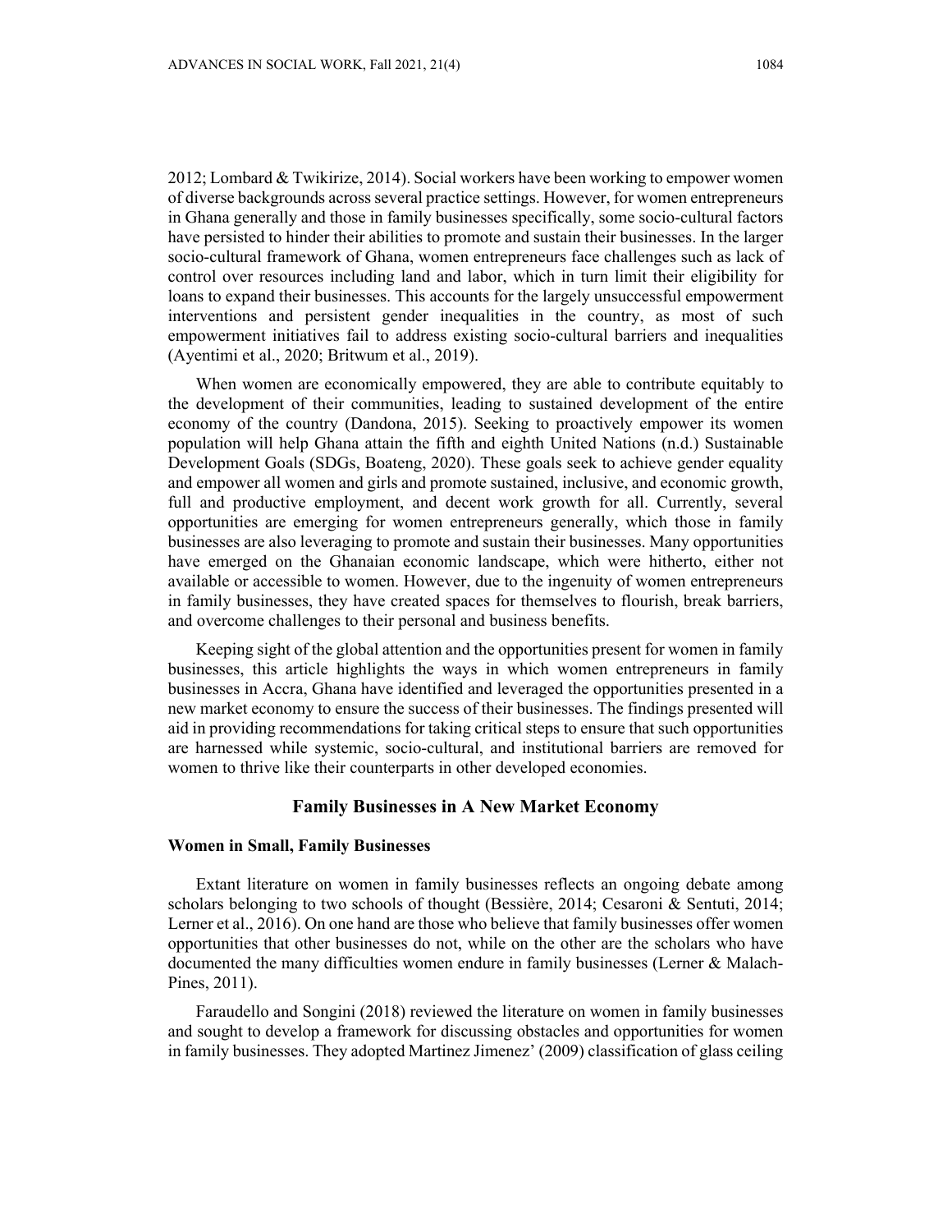2012; Lombard & Twikirize, 2014). Social workers have been working to empower women of diverse backgrounds across several practice settings. However, for women entrepreneurs in Ghana generally and those in family businesses specifically, some socio-cultural factors have persisted to hinder their abilities to promote and sustain their businesses. In the larger socio-cultural framework of Ghana, women entrepreneurs face challenges such as lack of control over resources including land and labor, which in turn limit their eligibility for loans to expand their businesses. This accounts for the largely unsuccessful empowerment interventions and persistent gender inequalities in the country, as most of such empowerment initiatives fail to address existing socio-cultural barriers and inequalities (Ayentimi et al., 2020; Britwum et al., 2019).

When women are economically empowered, they are able to contribute equitably to the development of their communities, leading to sustained development of the entire economy of the country (Dandona, 2015). Seeking to proactively empower its women population will help Ghana attain the fifth and eighth United Nations (n.d.) Sustainable Development Goals (SDGs, Boateng, 2020). These goals seek to achieve gender equality and empower all women and girls and promote sustained, inclusive, and economic growth, full and productive employment, and decent work growth for all. Currently, several opportunities are emerging for women entrepreneurs generally, which those in family businesses are also leveraging to promote and sustain their businesses. Many opportunities have emerged on the Ghanaian economic landscape, which were hitherto, either not available or accessible to women. However, due to the ingenuity of women entrepreneurs in family businesses, they have created spaces for themselves to flourish, break barriers, and overcome challenges to their personal and business benefits.

Keeping sight of the global attention and the opportunities present for women in family businesses, this article highlights the ways in which women entrepreneurs in family businesses in Accra, Ghana have identified and leveraged the opportunities presented in a new market economy to ensure the success of their businesses. The findings presented will aid in providing recommendations for taking critical steps to ensure that such opportunities are harnessed while systemic, socio-cultural, and institutional barriers are removed for women to thrive like their counterparts in other developed economies.

## Family Businesses in A New Market Economy

### Women in Small, Family Businesses

Extant literature on women in family businesses reflects an ongoing debate among scholars belonging to two schools of thought (Bessière, 2014; Cesaroni & Sentuti, 2014; Lerner et al., 2016). On one hand are those who believe that family businesses offer women opportunities that other businesses do not, while on the other are the scholars who have documented the many difficulties women endure in family businesses (Lerner & Malach-Pines, 2011).

Faraudello and Songini (2018) reviewed the literature on women in family businesses and sought to develop a framework for discussing obstacles and opportunities for women in family businesses. They adopted Martinez Jimenez' (2009) classification of glass ceiling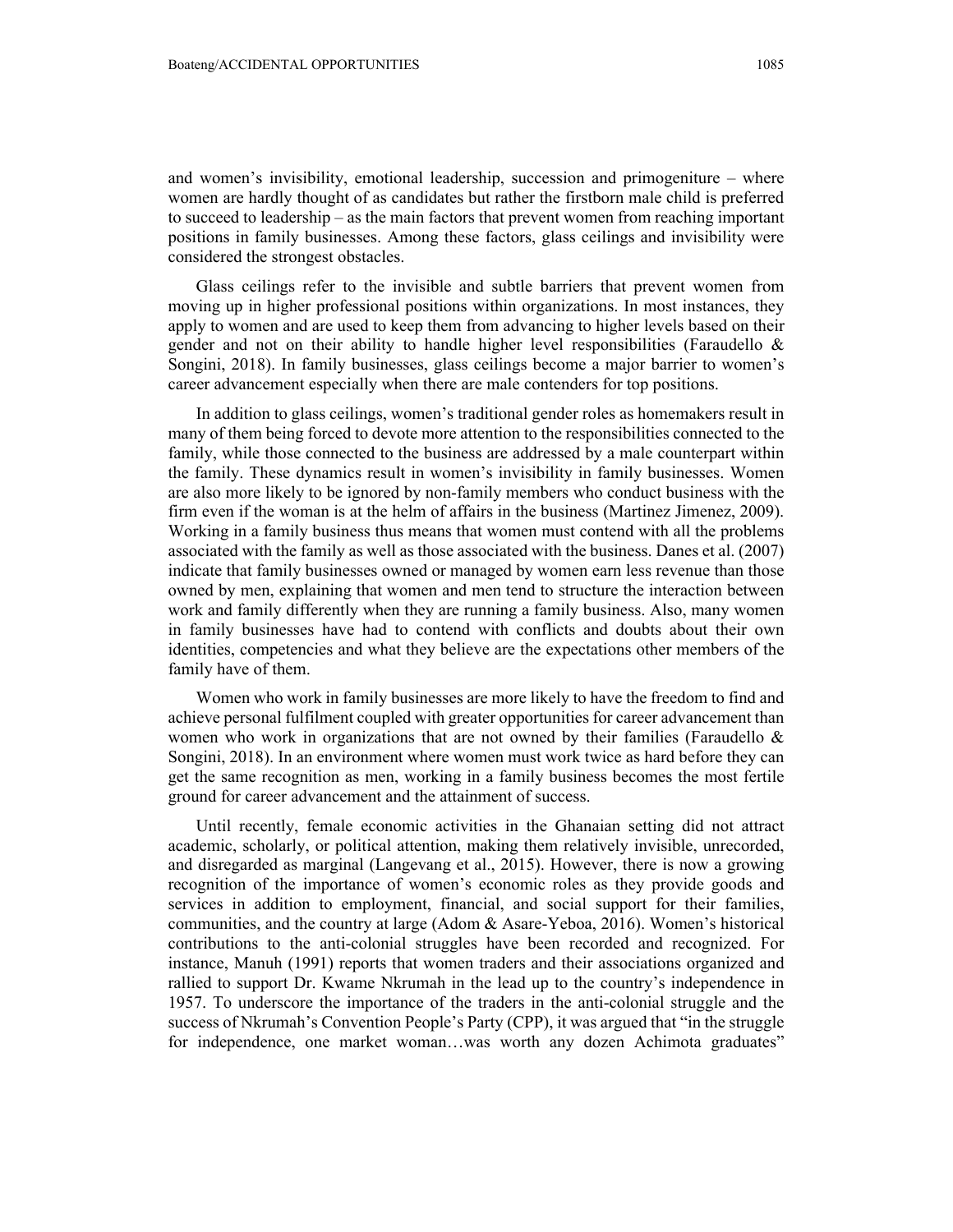and women's invisibility, emotional leadership, succession and primogeniture – where women are hardly thought of as candidates but rather the firstborn male child is preferred to succeed to leadership – as the main factors that prevent women from reaching important positions in family businesses. Among these factors, glass ceilings and invisibility were considered the strongest obstacles.

Glass ceilings refer to the invisible and subtle barriers that prevent women from moving up in higher professional positions within organizations. In most instances, they apply to women and are used to keep them from advancing to higher levels based on their gender and not on their ability to handle higher level responsibilities (Faraudello & Songini, 2018). In family businesses, glass ceilings become a major barrier to women's career advancement especially when there are male contenders for top positions.

In addition to glass ceilings, women's traditional gender roles as homemakers result in many of them being forced to devote more attention to the responsibilities connected to the family, while those connected to the business are addressed by a male counterpart within the family. These dynamics result in women's invisibility in family businesses. Women are also more likely to be ignored by non-family members who conduct business with the firm even if the woman is at the helm of affairs in the business (Martinez Jimenez, 2009). Working in a family business thus means that women must contend with all the problems associated with the family as well as those associated with the business. Danes et al. (2007) indicate that family businesses owned or managed by women earn less revenue than those owned by men, explaining that women and men tend to structure the interaction between work and family differently when they are running a family business. Also, many women in family businesses have had to contend with conflicts and doubts about their own identities, competencies and what they believe are the expectations other members of the family have of them.

Women who work in family businesses are more likely to have the freedom to find and achieve personal fulfilment coupled with greater opportunities for career advancement than women who work in organizations that are not owned by their families (Faraudello & Songini, 2018). In an environment where women must work twice as hard before they can get the same recognition as men, working in a family business becomes the most fertile ground for career advancement and the attainment of success.

Until recently, female economic activities in the Ghanaian setting did not attract academic, scholarly, or political attention, making them relatively invisible, unrecorded, and disregarded as marginal (Langevang et al., 2015). However, there is now a growing recognition of the importance of women's economic roles as they provide goods and services in addition to employment, financial, and social support for their families, communities, and the country at large (Adom & Asare-Yeboa, 2016). Women's historical contributions to the anti-colonial struggles have been recorded and recognized. For instance, Manuh (1991) reports that women traders and their associations organized and rallied to support Dr. Kwame Nkrumah in the lead up to the country's independence in 1957. To underscore the importance of the traders in the anti-colonial struggle and the success of Nkrumah's Convention People's Party (CPP), it was argued that "in the struggle for independence, one market woman…was worth any dozen Achimota graduates"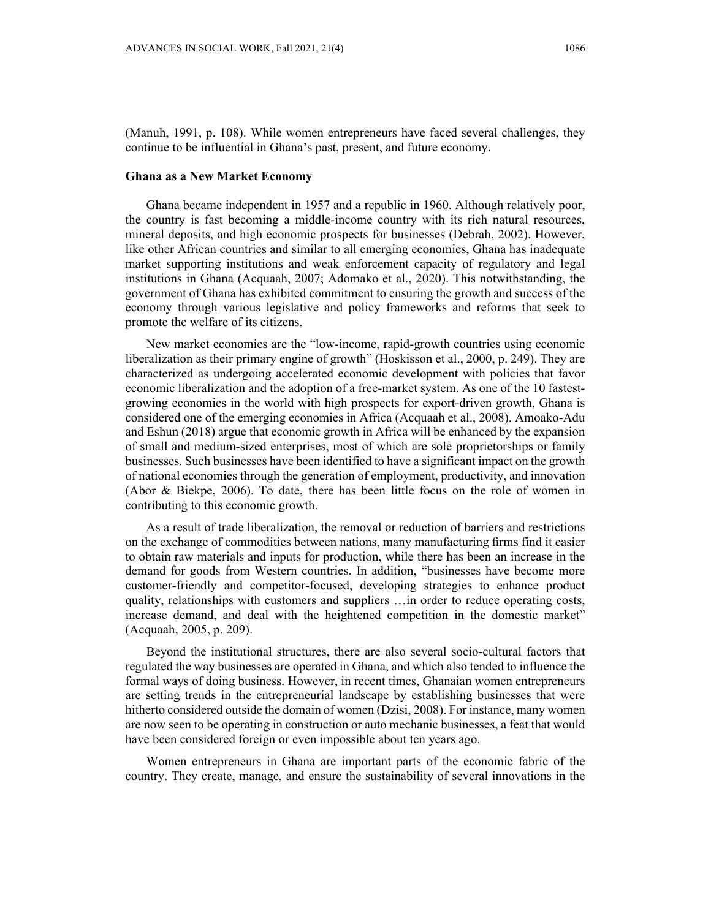(Manuh, 1991, p. 108). While women entrepreneurs have faced several challenges, they continue to be influential in Ghana's past, present, and future economy.

### Ghana as a New Market Economy

Ghana became independent in 1957 and a republic in 1960. Although relatively poor, the country is fast becoming a middle-income country with its rich natural resources, mineral deposits, and high economic prospects for businesses (Debrah, 2002). However, like other African countries and similar to all emerging economies, Ghana has inadequate market supporting institutions and weak enforcement capacity of regulatory and legal institutions in Ghana (Acquaah, 2007; Adomako et al., 2020). This notwithstanding, the government of Ghana has exhibited commitment to ensuring the growth and success of the economy through various legislative and policy frameworks and reforms that seek to promote the welfare of its citizens.

New market economies are the "low-income, rapid-growth countries using economic liberalization as their primary engine of growth" (Hoskisson et al., 2000, p. 249). They are characterized as undergoing accelerated economic development with policies that favor economic liberalization and the adoption of a free-market system. As one of the 10 fastest-growing economies in the world with high prospects for export-driven growth, Ghana is considered one of the emerging economies in Africa (Acquaah et al., 2008). Amoako-Adu and Eshun (2018) argue that economic growth in Africa will be enhanced by the expansion of small and medium-sized enterprises, most of which are sole proprietorships or family businesses. Such businesses have been identified to have a significant impact on the growth of national economies through the generation of employment, productivity, and innovation (Abor & Biekpe, 2006). To date, there has been little focus on the role of women in contributing to this economic growth.

As a result of trade liberalization, the removal or reduction of barriers and restrictions on the exchange of commodities between nations, many manufacturing firms find it easier to obtain raw materials and inputs for production, while there has been an increase in the demand for goods from Western countries. In addition, "businesses have become more customer-friendly and competitor-focused, developing strategies to enhance product quality, relationships with customers and suppliers …in order to reduce operating costs, increase demand, and deal with the heightened competition in the domestic market" (Acquaah, 2005, p. 209).

Beyond the institutional structures, there are also several socio-cultural factors that regulated the way businesses are operated in Ghana, and which also tended to influence the formal ways of doing business. However, in recent times, Ghanaian women entrepreneurs are setting trends in the entrepreneurial landscape by establishing businesses that were hitherto considered outside the domain of women (Dzisi, 2008). For instance, many women are now seen to be operating in construction or auto mechanic businesses, a feat that would have been considered foreign or even impossible about ten years ago.

Women entrepreneurs in Ghana are important parts of the economic fabric of the country. They create, manage, and ensure the sustainability of several innovations in the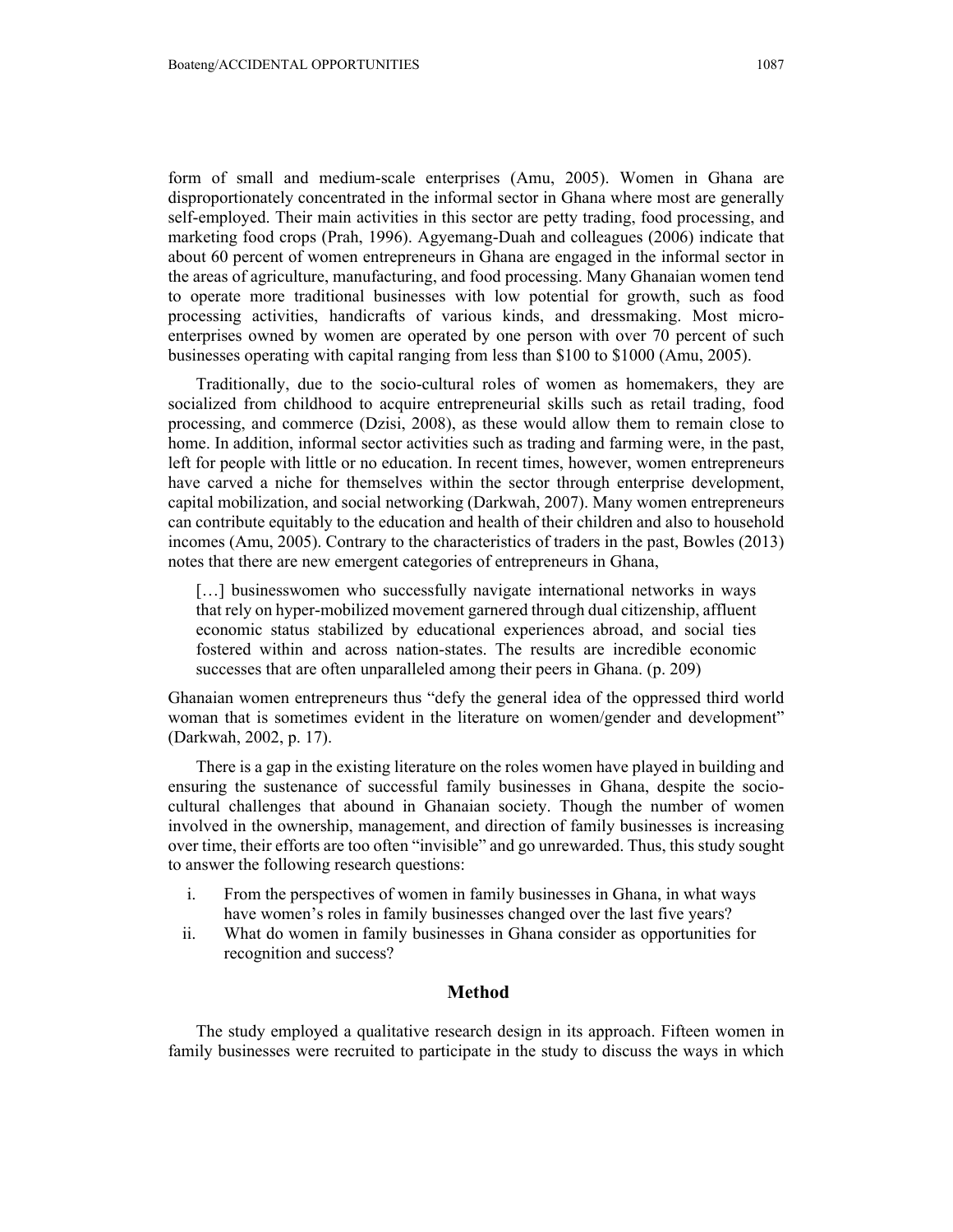form of small and medium-scale enterprises (Amu, 2005). Women in Ghana are disproportionately concentrated in the informal sector in Ghana where most are generally self-employed. Their main activities in this sector are petty trading, food processing, and marketing food crops (Prah, 1996). Agyemang-Duah and colleagues (2006) indicate that about 60 percent of women entrepreneurs in Ghana are engaged in the informal sector in the areas of agriculture, manufacturing, and food processing. Many Ghanaian women tend to operate more traditional businesses with low potential for growth, such as food processing activities, handicrafts of various kinds, and dressmaking. Most micro-enterprises owned by women are operated by one person with over 70 percent of such businesses operating with capital ranging from less than $100 to $1000 (Amu, 2005).

Traditionally, due to the socio-cultural roles of women as homemakers, they are socialized from childhood to acquire entrepreneurial skills such as retail trading, food processing, and commerce (Dzisi, 2008), as these would allow them to remain close to home. In addition, informal sector activities such as trading and farming were, in the past, left for people with little or no education. In recent times, however, women entrepreneurs have carved a niche for themselves within the sector through enterprise development, capital mobilization, and social networking (Darkwah, 2007). Many women entrepreneurs can contribute equitably to the education and health of their children and also to household incomes (Amu, 2005). Contrary to the characteristics of traders in the past, Bowles (2013) notes that there are new emergent categories of entrepreneurs in Ghana,

> […] businesswomen who successfully navigate international networks in ways that rely on hyper-mobilized movement garnered through dual citizenship, affluent economic status stabilized by educational experiences abroad, and social ties fostered within and across nation-states. The results are incredible economic successes that are often unparalleled among their peers in Ghana. (p. 209)

Ghanaian women entrepreneurs thus "defy the general idea of the oppressed third world woman that is sometimes evident in the literature on women/gender and development" (Darkwah, 2002, p. 17).

There is a gap in the existing literature on the roles women have played in building and ensuring the sustenance of successful family businesses in Ghana, despite the socio-cultural challenges that abound in Ghanaian society. Though the number of women involved in the ownership, management, and direction of family businesses is increasing over time, their efforts are too often "invisible" and go unrewarded. Thus, this study sought to answer the following research questions:

i. From the perspectives of women in family businesses in Ghana, in what ways have women's roles in family businesses changed over the last five years?
ii. What do women in family businesses in Ghana consider as opportunities for recognition and success?

## Method

The study employed a qualitative research design in its approach. Fifteen women in family businesses were recruited to participate in the study to discuss the ways in which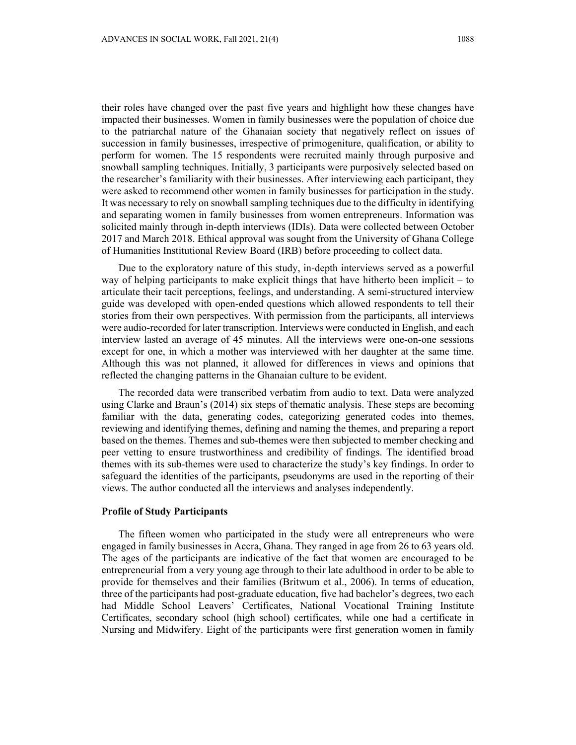their roles have changed over the past five years and highlight how these changes have impacted their businesses. Women in family businesses were the population of choice due to the patriarchal nature of the Ghanaian society that negatively reflect on issues of succession in family businesses, irrespective of primogeniture, qualification, or ability to perform for women. The 15 respondents were recruited mainly through purposive and snowball sampling techniques. Initially, 3 participants were purposively selected based on the researcher's familiarity with their businesses. After interviewing each participant, they were asked to recommend other women in family businesses for participation in the study. It was necessary to rely on snowball sampling techniques due to the difficulty in identifying and separating women in family businesses from women entrepreneurs. Information was solicited mainly through in-depth interviews (IDIs). Data were collected between October 2017 and March 2018. Ethical approval was sought from the University of Ghana College of Humanities Institutional Review Board (IRB) before proceeding to collect data.

Due to the exploratory nature of this study, in-depth interviews served as a powerful way of helping participants to make explicit things that have hitherto been implicit – to articulate their tacit perceptions, feelings, and understanding. A semi-structured interview guide was developed with open-ended questions which allowed respondents to tell their stories from their own perspectives. With permission from the participants, all interviews were audio-recorded for later transcription. Interviews were conducted in English, and each interview lasted an average of 45 minutes. All the interviews were one-on-one sessions except for one, in which a mother was interviewed with her daughter at the same time. Although this was not planned, it allowed for differences in views and opinions that reflected the changing patterns in the Ghanaian culture to be evident.

The recorded data were transcribed verbatim from audio to text. Data were analyzed using Clarke and Braun's (2014) six steps of thematic analysis. These steps are becoming familiar with the data, generating codes, categorizing generated codes into themes, reviewing and identifying themes, defining and naming the themes, and preparing a report based on the themes. Themes and sub-themes were then subjected to member checking and peer vetting to ensure trustworthiness and credibility of findings. The identified broad themes with its sub-themes were used to characterize the study's key findings. In order to safeguard the identities of the participants, pseudonyms are used in the reporting of their views. The author conducted all the interviews and analyses independently.

### Profile of Study Participants

The fifteen women who participated in the study were all entrepreneurs who were engaged in family businesses in Accra, Ghana. They ranged in age from 26 to 63 years old. The ages of the participants are indicative of the fact that women are encouraged to be entrepreneurial from a very young age through to their late adulthood in order to be able to provide for themselves and their families (Britwum et al., 2006). In terms of education, three of the participants had post-graduate education, five had bachelor's degrees, two each had Middle School Leavers' Certificates, National Vocational Training Institute Certificates, secondary school (high school) certificates, while one had a certificate in Nursing and Midwifery. Eight of the participants were first generation women in family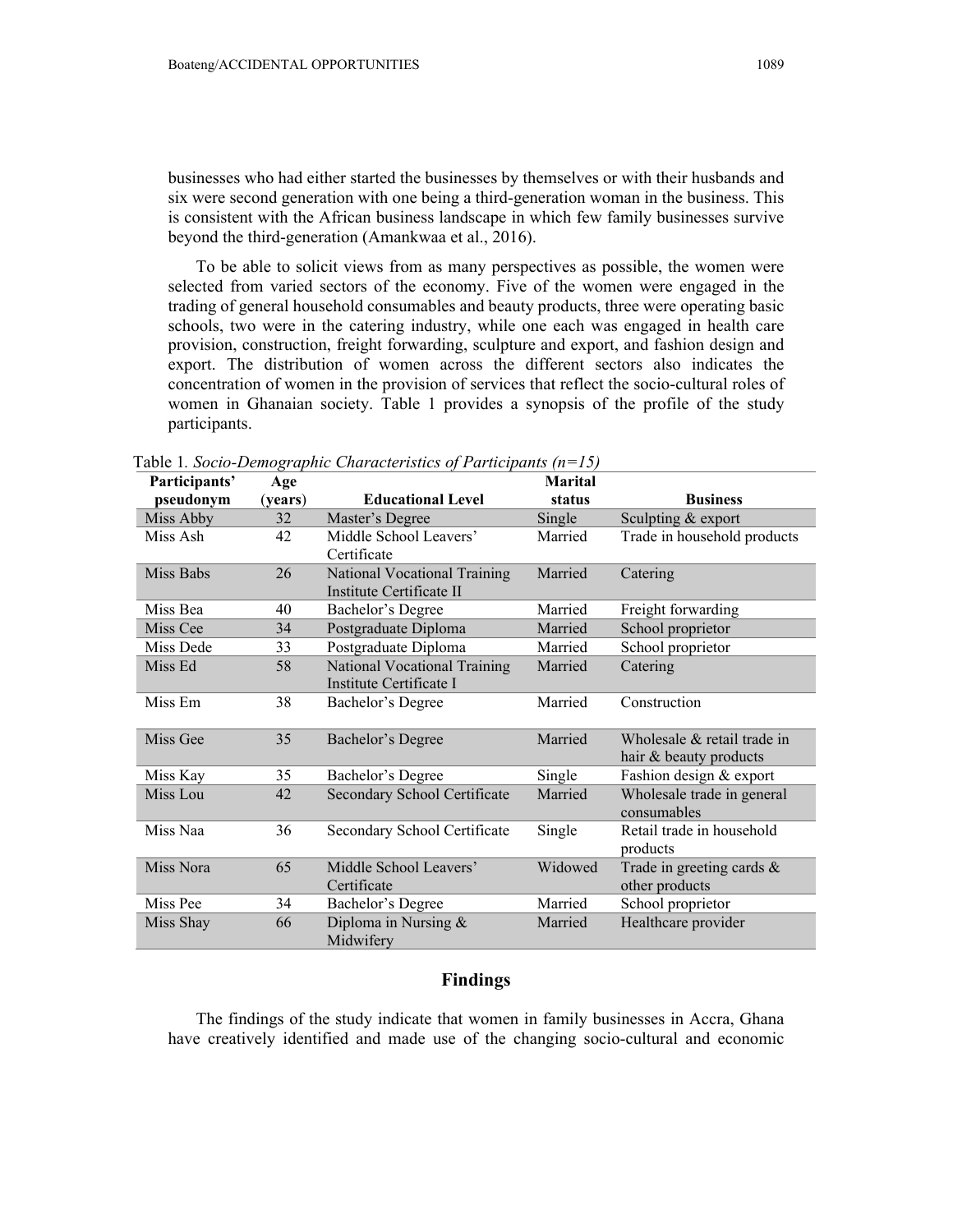businesses who had either started the businesses by themselves or with their husbands and six were second generation with one being a third-generation woman in the business. This is consistent with the African business landscape in which few family businesses survive beyond the third-generation (Amankwaa et al., 2016).

To be able to solicit views from as many perspectives as possible, the women were selected from varied sectors of the economy. Five of the women were engaged in the trading of general household consumables and beauty products, three were operating basic schools, two were in the catering industry, while one each was engaged in health care provision, construction, freight forwarding, sculpture and export, and fashion design and export. The distribution of women across the different sectors also indicates the concentration of women in the provision of services that reflect the socio-cultural roles of women in Ghanaian society. Table 1 provides a synopsis of the profile of the study participants.

Table 1. *Socio-Demographic Characteristics of Participants (n=15)*

| Participants' pseudonym | Age (years) | Educational Level | Marital status | Business |
|---|---|---|---|---|
| Miss Abby | 32 | Master's Degree | Single | Sculpting & export |
| Miss Ash | 42 | Middle School Leavers' Certificate | Married | Trade in household products |
| Miss Babs | 26 | National Vocational Training Institute Certificate II | Married | Catering |
| Miss Bea | 40 | Bachelor's Degree | Married | Freight forwarding |
| Miss Cee | 34 | Postgraduate Diploma | Married | School proprietor |
| Miss Dede | 33 | Postgraduate Diploma | Married | School proprietor |
| Miss Ed | 58 | National Vocational Training Institute Certificate I | Married | Catering |
| Miss Em | 38 | Bachelor's Degree | Married | Construction |
| Miss Gee | 35 | Bachelor's Degree | Married | Wholesale & retail trade in hair & beauty products |
| Miss Kay | 35 | Bachelor's Degree | Single | Fashion design & export |
| Miss Lou | 42 | Secondary School Certificate | Married | Wholesale trade in general consumables |
| Miss Naa | 36 | Secondary School Certificate | Single | Retail trade in household products |
| Miss Nora | 65 | Middle School Leavers' Certificate | Widowed | Trade in greeting cards & other products |
| Miss Pee | 34 | Bachelor's Degree | Married | School proprietor |
| Miss Shay | 66 | Diploma in Nursing & Midwifery | Married | Healthcare provider |

## Findings

The findings of the study indicate that women in family businesses in Accra, Ghana have creatively identified and made use of the changing socio-cultural and economic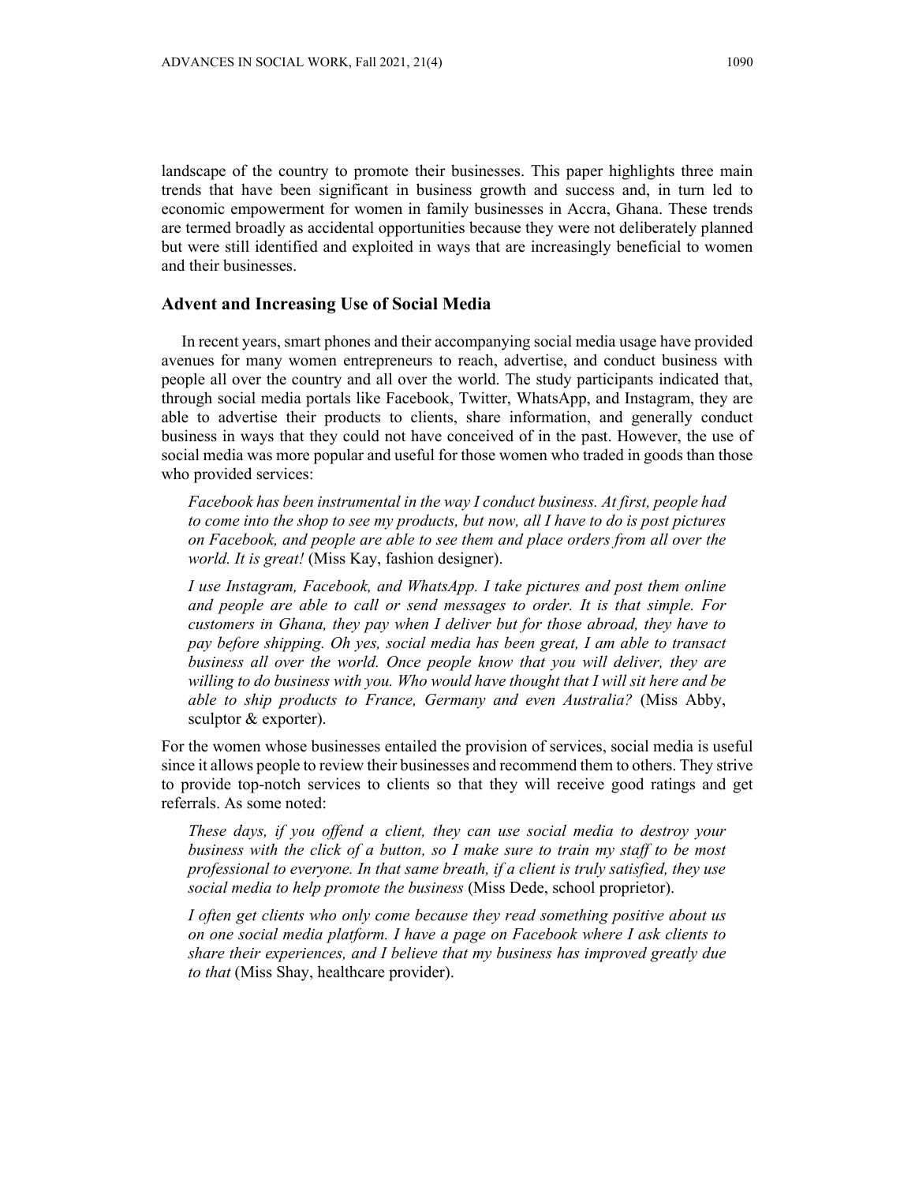landscape of the country to promote their businesses. This paper highlights three main trends that have been significant in business growth and success and, in turn led to economic empowerment for women in family businesses in Accra, Ghana. These trends are termed broadly as accidental opportunities because they were not deliberately planned but were still identified and exploited in ways that are increasingly beneficial to women and their businesses.

## Advent and Increasing Use of Social Media

In recent years, smart phones and their accompanying social media usage have provided avenues for many women entrepreneurs to reach, advertise, and conduct business with people all over the country and all over the world. The study participants indicated that, through social media portals like Facebook, Twitter, WhatsApp, and Instagram, they are able to advertise their products to clients, share information, and generally conduct business in ways that they could not have conceived of in the past. However, the use of social media was more popular and useful for those women who traded in goods than those who provided services:

> *Facebook has been instrumental in the way I conduct business. At first, people had to come into the shop to see my products, but now, all I have to do is post pictures on Facebook, and people are able to see them and place orders from all over the world. It is great!* (Miss Kay, fashion designer).

> *I use Instagram, Facebook, and WhatsApp. I take pictures and post them online and people are able to call or send messages to order. It is that simple. For customers in Ghana, they pay when I deliver but for those abroad, they have to pay before shipping. Oh yes, social media has been great, I am able to transact business all over the world. Once people know that you will deliver, they are willing to do business with you. Who would have thought that I will sit here and be able to ship products to France, Germany and even Australia?* (Miss Abby, sculptor & exporter).

For the women whose businesses entailed the provision of services, social media is useful since it allows people to review their businesses and recommend them to others. They strive to provide top-notch services to clients so that they will receive good ratings and get referrals. As some noted:

> *These days, if you offend a client, they can use social media to destroy your business with the click of a button, so I make sure to train my staff to be most professional to everyone. In that same breath, if a client is truly satisfied, they use social media to help promote the business* (Miss Dede, school proprietor).

> *I often get clients who only come because they read something positive about us on one social media platform. I have a page on Facebook where I ask clients to share their experiences, and I believe that my business has improved greatly due to that* (Miss Shay, healthcare provider).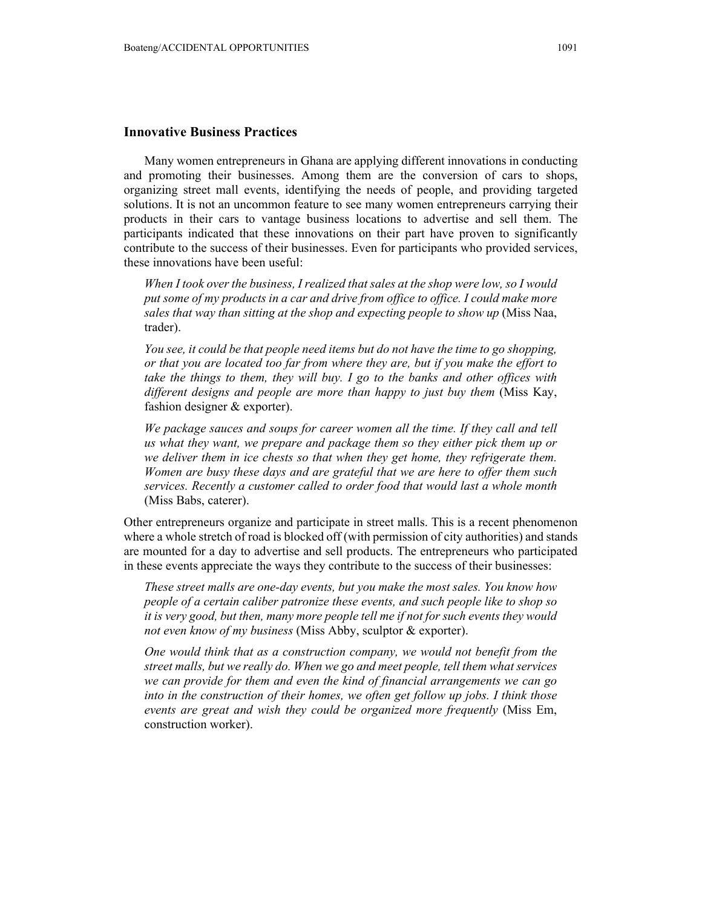## Innovative Business Practices

Many women entrepreneurs in Ghana are applying different innovations in conducting and promoting their businesses. Among them are the conversion of cars to shops, organizing street mall events, identifying the needs of people, and providing targeted solutions. It is not an uncommon feature to see many women entrepreneurs carrying their products in their cars to vantage business locations to advertise and sell them. The participants indicated that these innovations on their part have proven to significantly contribute to the success of their businesses. Even for participants who provided services, these innovations have been useful:

> *When I took over the business, I realized that sales at the shop were low, so I would put some of my products in a car and drive from office to office. I could make more sales that way than sitting at the shop and expecting people to show up* (Miss Naa, trader).

> *You see, it could be that people need items but do not have the time to go shopping, or that you are located too far from where they are, but if you make the effort to take the things to them, they will buy. I go to the banks and other offices with different designs and people are more than happy to just buy them* (Miss Kay, fashion designer & exporter).

> *We package sauces and soups for career women all the time. If they call and tell us what they want, we prepare and package them so they either pick them up or we deliver them in ice chests so that when they get home, they refrigerate them. Women are busy these days and are grateful that we are here to offer them such services. Recently a customer called to order food that would last a whole month* (Miss Babs, caterer).

Other entrepreneurs organize and participate in street malls. This is a recent phenomenon where a whole stretch of road is blocked off (with permission of city authorities) and stands are mounted for a day to advertise and sell products. The entrepreneurs who participated in these events appreciate the ways they contribute to the success of their businesses:

> *These street malls are one-day events, but you make the most sales. You know how people of a certain caliber patronize these events, and such people like to shop so it is very good, but then, many more people tell me if not for such events they would not even know of my business* (Miss Abby, sculptor & exporter).

> *One would think that as a construction company, we would not benefit from the street malls, but we really do. When we go and meet people, tell them what services we can provide for them and even the kind of financial arrangements we can go into in the construction of their homes, we often get follow up jobs. I think those events are great and wish they could be organized more frequently* (Miss Em, construction worker).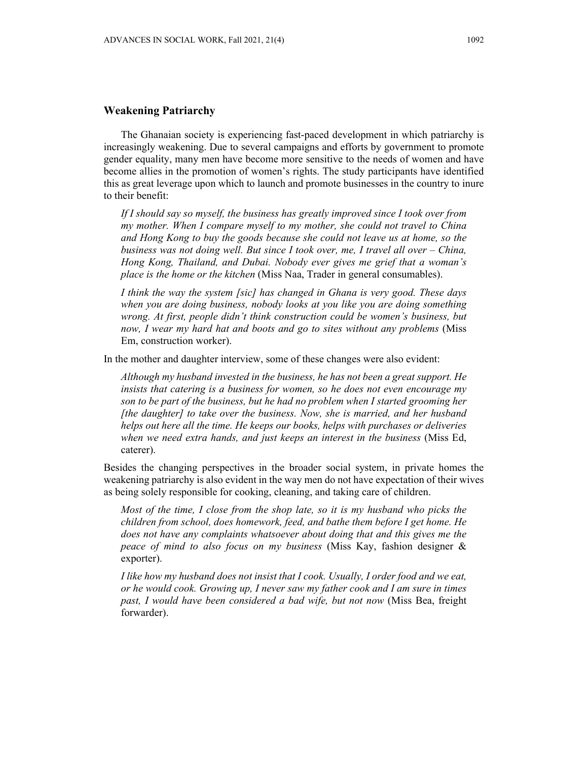## Weakening Patriarchy

The Ghanaian society is experiencing fast-paced development in which patriarchy is increasingly weakening. Due to several campaigns and efforts by government to promote gender equality, many men have become more sensitive to the needs of women and have become allies in the promotion of women's rights. The study participants have identified this as great leverage upon which to launch and promote businesses in the country to inure to their benefit:

> *If I should say so myself, the business has greatly improved since I took over from my mother. When I compare myself to my mother, she could not travel to China and Hong Kong to buy the goods because she could not leave us at home, so the business was not doing well. But since I took over, me, I travel all over – China, Hong Kong, Thailand, and Dubai. Nobody ever gives me grief that a woman's place is the home or the kitchen* (Miss Naa, Trader in general consumables).

> *I think the way the system [sic] has changed in Ghana is very good. These days when you are doing business, nobody looks at you like you are doing something wrong. At first, people didn't think construction could be women's business, but now, I wear my hard hat and boots and go to sites without any problems* (Miss Em, construction worker).

In the mother and daughter interview, some of these changes were also evident:

> *Although my husband invested in the business, he has not been a great support. He insists that catering is a business for women, so he does not even encourage my son to be part of the business, but he had no problem when I started grooming her [the daughter] to take over the business. Now, she is married, and her husband helps out here all the time. He keeps our books, helps with purchases or deliveries when we need extra hands, and just keeps an interest in the business* (Miss Ed, caterer).

Besides the changing perspectives in the broader social system, in private homes the weakening patriarchy is also evident in the way men do not have expectation of their wives as being solely responsible for cooking, cleaning, and taking care of children.

> *Most of the time, I close from the shop late, so it is my husband who picks the children from school, does homework, feed, and bathe them before I get home. He does not have any complaints whatsoever about doing that and this gives me the peace of mind to also focus on my business* (Miss Kay, fashion designer & exporter).

> *I like how my husband does not insist that I cook. Usually, I order food and we eat, or he would cook. Growing up, I never saw my father cook and I am sure in times past, I would have been considered a bad wife, but not now* (Miss Bea, freight forwarder).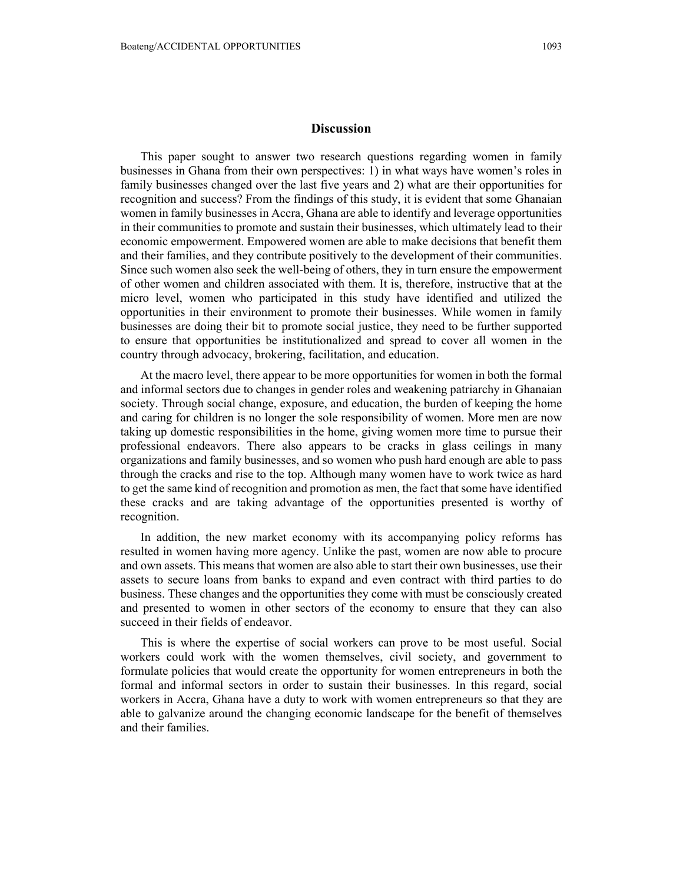## Discussion

This paper sought to answer two research questions regarding women in family businesses in Ghana from their own perspectives: 1) in what ways have women's roles in family businesses changed over the last five years and 2) what are their opportunities for recognition and success? From the findings of this study, it is evident that some Ghanaian women in family businesses in Accra, Ghana are able to identify and leverage opportunities in their communities to promote and sustain their businesses, which ultimately lead to their economic empowerment. Empowered women are able to make decisions that benefit them and their families, and they contribute positively to the development of their communities. Since such women also seek the well-being of others, they in turn ensure the empowerment of other women and children associated with them. It is, therefore, instructive that at the micro level, women who participated in this study have identified and utilized the opportunities in their environment to promote their businesses. While women in family businesses are doing their bit to promote social justice, they need to be further supported to ensure that opportunities be institutionalized and spread to cover all women in the country through advocacy, brokering, facilitation, and education.

At the macro level, there appear to be more opportunities for women in both the formal and informal sectors due to changes in gender roles and weakening patriarchy in Ghanaian society. Through social change, exposure, and education, the burden of keeping the home and caring for children is no longer the sole responsibility of women. More men are now taking up domestic responsibilities in the home, giving women more time to pursue their professional endeavors. There also appears to be cracks in glass ceilings in many organizations and family businesses, and so women who push hard enough are able to pass through the cracks and rise to the top. Although many women have to work twice as hard to get the same kind of recognition and promotion as men, the fact that some have identified these cracks and are taking advantage of the opportunities presented is worthy of recognition.

In addition, the new market economy with its accompanying policy reforms has resulted in women having more agency. Unlike the past, women are now able to procure and own assets. This means that women are also able to start their own businesses, use their assets to secure loans from banks to expand and even contract with third parties to do business. These changes and the opportunities they come with must be consciously created and presented to women in other sectors of the economy to ensure that they can also succeed in their fields of endeavor.

This is where the expertise of social workers can prove to be most useful. Social workers could work with the women themselves, civil society, and government to formulate policies that would create the opportunity for women entrepreneurs in both the formal and informal sectors in order to sustain their businesses. In this regard, social workers in Accra, Ghana have a duty to work with women entrepreneurs so that they are able to galvanize around the changing economic landscape for the benefit of themselves and their families.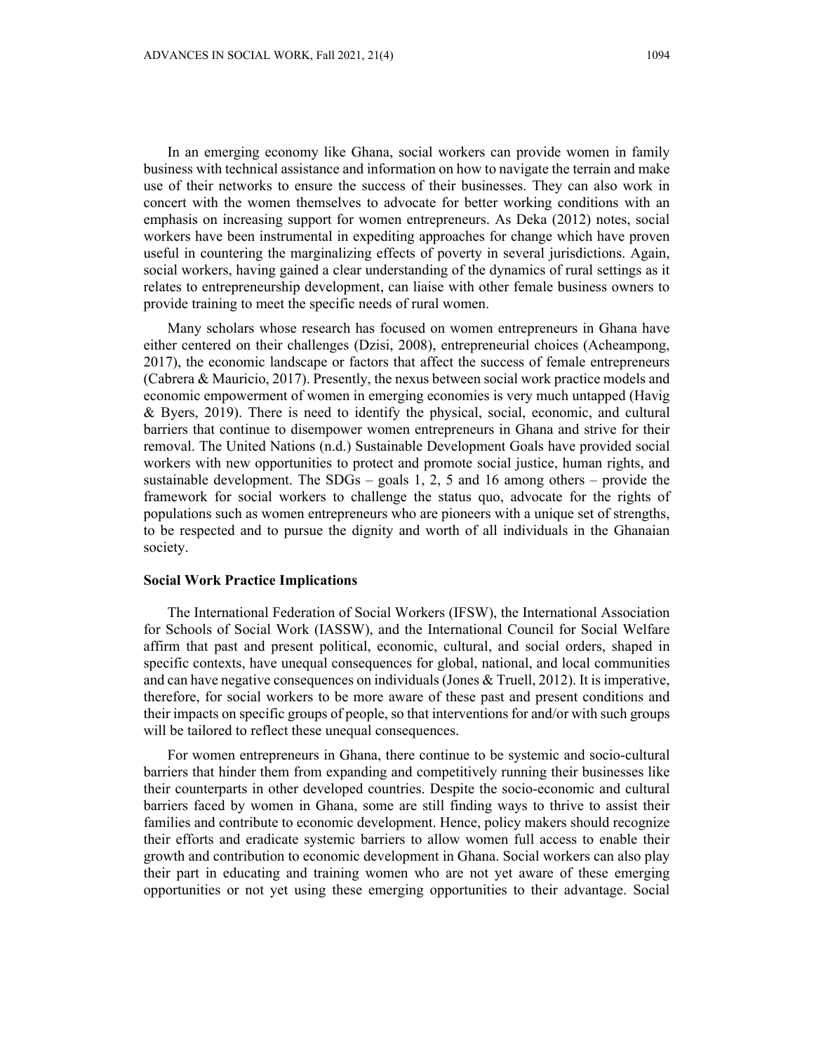In an emerging economy like Ghana, social workers can provide women in family business with technical assistance and information on how to navigate the terrain and make use of their networks to ensure the success of their businesses. They can also work in concert with the women themselves to advocate for better working conditions with an emphasis on increasing support for women entrepreneurs. As Deka (2012) notes, social workers have been instrumental in expediting approaches for change which have proven useful in countering the marginalizing effects of poverty in several jurisdictions. Again, social workers, having gained a clear understanding of the dynamics of rural settings as it relates to entrepreneurship development, can liaise with other female business owners to provide training to meet the specific needs of rural women.

Many scholars whose research has focused on women entrepreneurs in Ghana have either centered on their challenges (Dzisi, 2008), entrepreneurial choices (Acheampong, 2017), the economic landscape or factors that affect the success of female entrepreneurs (Cabrera & Mauricio, 2017). Presently, the nexus between social work practice models and economic empowerment of women in emerging economies is very much untapped (Havig & Byers, 2019). There is need to identify the physical, social, economic, and cultural barriers that continue to disempower women entrepreneurs in Ghana and strive for their removal. The United Nations (n.d.) Sustainable Development Goals have provided social workers with new opportunities to protect and promote social justice, human rights, and sustainable development. The SDGs – goals 1, 2, 5 and 16 among others – provide the framework for social workers to challenge the status quo, advocate for the rights of populations such as women entrepreneurs who are pioneers with a unique set of strengths, to be respected and to pursue the dignity and worth of all individuals in the Ghanaian society.

## Social Work Practice Implications

The International Federation of Social Workers (IFSW), the International Association for Schools of Social Work (IASSW), and the International Council for Social Welfare affirm that past and present political, economic, cultural, and social orders, shaped in specific contexts, have unequal consequences for global, national, and local communities and can have negative consequences on individuals (Jones & Truell, 2012). It is imperative, therefore, for social workers to be more aware of these past and present conditions and their impacts on specific groups of people, so that interventions for and/or with such groups will be tailored to reflect these unequal consequences.

For women entrepreneurs in Ghana, there continue to be systemic and socio-cultural barriers that hinder them from expanding and competitively running their businesses like their counterparts in other developed countries. Despite the socio-economic and cultural barriers faced by women in Ghana, some are still finding ways to thrive to assist their families and contribute to economic development. Hence, policy makers should recognize their efforts and eradicate systemic barriers to allow women full access to enable their growth and contribution to economic development in Ghana. Social workers can also play their part in educating and training women who are not yet aware of these emerging opportunities or not yet using these emerging opportunities to their advantage. Social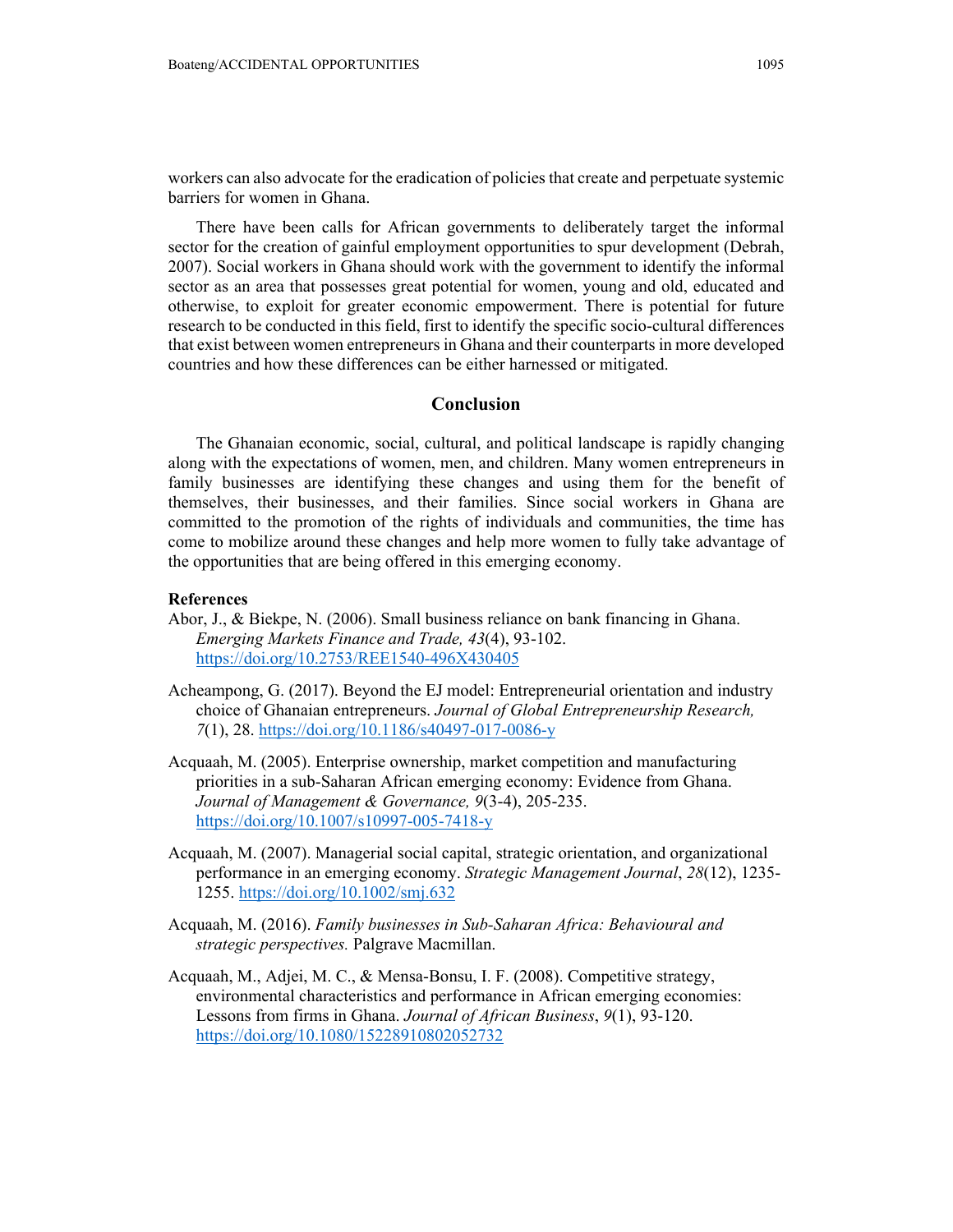workers can also advocate for the eradication of policies that create and perpetuate systemic barriers for women in Ghana.

There have been calls for African governments to deliberately target the informal sector for the creation of gainful employment opportunities to spur development (Debrah, 2007). Social workers in Ghana should work with the government to identify the informal sector as an area that possesses great potential for women, young and old, educated and otherwise, to exploit for greater economic empowerment. There is potential for future research to be conducted in this field, first to identify the specific socio-cultural differences that exist between women entrepreneurs in Ghana and their counterparts in more developed countries and how these differences can be either harnessed or mitigated.

## Conclusion

The Ghanaian economic, social, cultural, and political landscape is rapidly changing along with the expectations of women, men, and children. Many women entrepreneurs in family businesses are identifying these changes and using them for the benefit of themselves, their businesses, and their families. Since social workers in Ghana are committed to the promotion of the rights of individuals and communities, the time has come to mobilize around these changes and help more women to fully take advantage of the opportunities that are being offered in this emerging economy.

**References**

Abor, J., & Biekpe, N. (2006). Small business reliance on bank financing in Ghana. *Emerging Markets Finance and Trade, 43*(4), 93-102. https://doi.org/10.2753/REE1540-496X430405

Acheampong, G. (2017). Beyond the EJ model: Entrepreneurial orientation and industry choice of Ghanaian entrepreneurs. *Journal of Global Entrepreneurship Research, 7*(1), 28. https://doi.org/10.1186/s40497-017-0086-y

Acquaah, M. (2005). Enterprise ownership, market competition and manufacturing priorities in a sub-Saharan African emerging economy: Evidence from Ghana. *Journal of Management & Governance, 9*(3-4), 205-235. https://doi.org/10.1007/s10997-005-7418-y

Acquaah, M. (2007). Managerial social capital, strategic orientation, and organizational performance in an emerging economy. *Strategic Management Journal*, *28*(12), 1235-1255. https://doi.org/10.1002/smj.632

Acquaah, M. (2016). *Family businesses in Sub-Saharan Africa: Behavioural and strategic perspectives.* Palgrave Macmillan.

Acquaah, M., Adjei, M. C., & Mensa-Bonsu, I. F. (2008). Competitive strategy, environmental characteristics and performance in African emerging economies: Lessons from firms in Ghana. *Journal of African Business*, *9*(1), 93-120. https://doi.org/10.1080/15228910802052732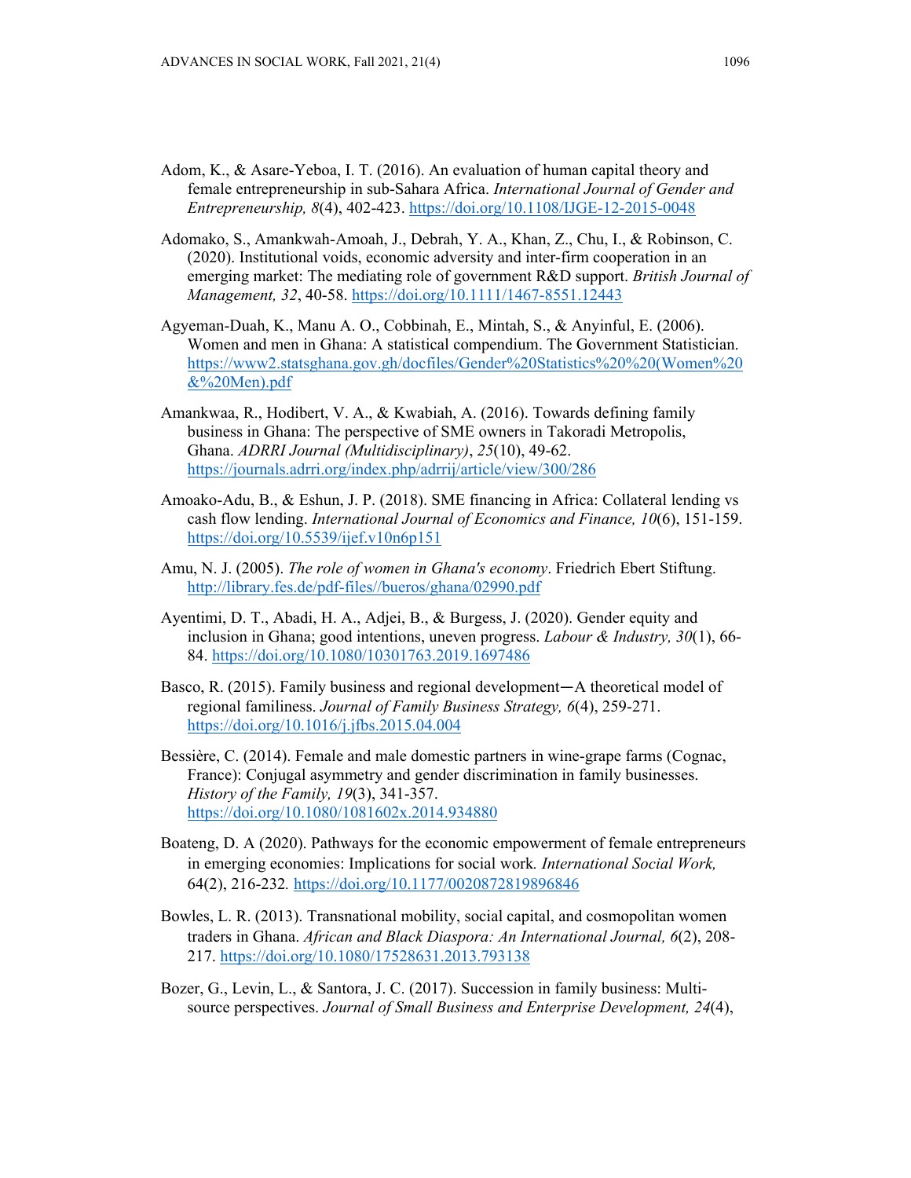Adom, K., & Asare-Yeboa, I. T. (2016). An evaluation of human capital theory and female entrepreneurship in sub-Sahara Africa. *International Journal of Gender and Entrepreneurship, 8*(4), 402-423. https://doi.org/10.1108/IJGE-12-2015-0048

Adomako, S., Amankwah-Amoah, J., Debrah, Y. A., Khan, Z., Chu, I., & Robinson, C. (2020). Institutional voids, economic adversity and inter-firm cooperation in an emerging market: The mediating role of government R&D support. *British Journal of Management, 32*, 40-58. https://doi.org/10.1111/1467-8551.12443

Agyeman-Duah, K., Manu A. O., Cobbinah, E., Mintah, S., & Anyinful, E. (2006). Women and men in Ghana: A statistical compendium. The Government Statistician. https://www2.statsghana.gov.gh/docfiles/Gender%20Statistics%20%20(Women%20&%20Men).pdf

Amankwaa, R., Hodibert, V. A., & Kwabiah, A. (2016). Towards defining family business in Ghana: The perspective of SME owners in Takoradi Metropolis, Ghana. *ADRRI Journal (Multidisciplinary)*, *25*(10), 49-62. https://journals.adrri.org/index.php/adrrij/article/view/300/286

Amoako-Adu, B., & Eshun, J. P. (2018). SME financing in Africa: Collateral lending vs cash flow lending. *International Journal of Economics and Finance, 10*(6), 151-159. https://doi.org/10.5539/ijef.v10n6p151

Amu, N. J. (2005). *The role of women in Ghana's economy*. Friedrich Ebert Stiftung. http://library.fes.de/pdf-files//bueros/ghana/02990.pdf

Ayentimi, D. T., Abadi, H. A., Adjei, B., & Burgess, J. (2020). Gender equity and inclusion in Ghana; good intentions, uneven progress. *Labour & Industry, 30*(1), 66-84. https://doi.org/10.1080/10301763.2019.1697486

Basco, R. (2015). Family business and regional development—A theoretical model of regional familiness. *Journal of Family Business Strategy, 6*(4), 259-271. https://doi.org/10.1016/j.jfbs.2015.04.004

Bessière, C. (2014). Female and male domestic partners in wine-grape farms (Cognac, France): Conjugal asymmetry and gender discrimination in family businesses. *History of the Family, 19*(3), 341-357. https://doi.org/10.1080/1081602x.2014.934880

Boateng, D. A (2020). Pathways for the economic empowerment of female entrepreneurs in emerging economies: Implications for social work*. International Social Work,* 64(2), 216-232*.* https://doi.org/10.1177/0020872819896846

Bowles, L. R. (2013). Transnational mobility, social capital, and cosmopolitan women traders in Ghana. *African and Black Diaspora: An International Journal, 6*(2), 208-217. https://doi.org/10.1080/17528631.2013.793138

Bozer, G., Levin, L., & Santora, J. C. (2017). Succession in family business: Multi-source perspectives. *Journal of Small Business and Enterprise Development, 24*(4),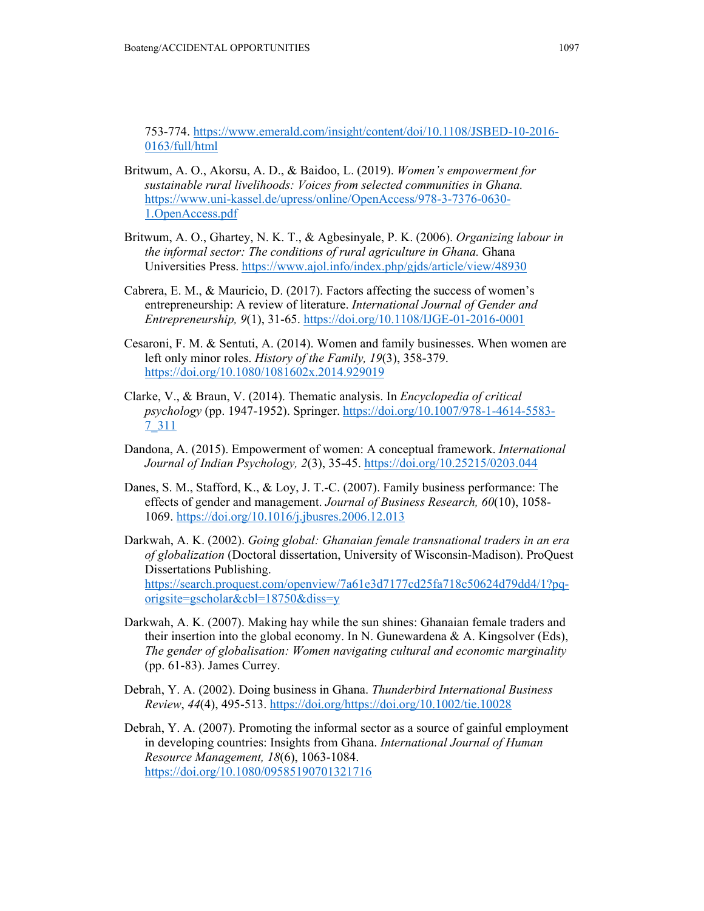753-774. https://www.emerald.com/insight/content/doi/10.1108/JSBED-10-2016-0163/full/html

Britwum, A. O., Akorsu, A. D., & Baidoo, L. (2019). *Women's empowerment for sustainable rural livelihoods: Voices from selected communities in Ghana.* https://www.uni-kassel.de/upress/online/OpenAccess/978-3-7376-0630-1.OpenAccess.pdf

Britwum, A. O., Ghartey, N. K. T., & Agbesinyale, P. K. (2006). *Organizing labour in the informal sector: The conditions of rural agriculture in Ghana.* Ghana Universities Press. https://www.ajol.info/index.php/gjds/article/view/48930

Cabrera, E. M., & Mauricio, D. (2017). Factors affecting the success of women's entrepreneurship: A review of literature. *International Journal of Gender and Entrepreneurship, 9*(1), 31-65. https://doi.org/10.1108/IJGE-01-2016-0001

Cesaroni, F. M. & Sentuti, A. (2014). Women and family businesses. When women are left only minor roles. *History of the Family, 19*(3), 358-379. https://doi.org/10.1080/1081602x.2014.929019

Clarke, V., & Braun, V. (2014). Thematic analysis. In *Encyclopedia of critical psychology* (pp. 1947-1952). Springer. https://doi.org/10.1007/978-1-4614-5583-7_311

Dandona, A. (2015). Empowerment of women: A conceptual framework. *International Journal of Indian Psychology, 2*(3), 35-45. https://doi.org/10.25215/0203.044

Danes, S. M., Stafford, K., & Loy, J. T.-C. (2007). Family business performance: The effects of gender and management. *Journal of Business Research, 60*(10), 1058-1069. https://doi.org/10.1016/j.jbusres.2006.12.013

Darkwah, A. K. (2002). *Going global: Ghanaian female transnational traders in an era of globalization* (Doctoral dissertation, University of Wisconsin-Madison). ProQuest Dissertations Publishing. https://search.proquest.com/openview/7a61e3d7177cd25fa718c50624d79dd4/1?pq-origsite=gscholar&cbl=18750&diss=y

Darkwah, A. K. (2007). Making hay while the sun shines: Ghanaian female traders and their insertion into the global economy. In N. Gunewardena & A. Kingsolver (Eds), *The gender of globalisation: Women navigating cultural and economic marginality* (pp. 61-83). James Currey.

Debrah, Y. A. (2002). Doing business in Ghana. *Thunderbird International Business Review*, *44*(4), 495-513. https://doi.org/https://doi.org/10.1002/tie.10028

Debrah, Y. A. (2007). Promoting the informal sector as a source of gainful employment in developing countries: Insights from Ghana. *International Journal of Human Resource Management, 18*(6), 1063-1084. https://doi.org/10.1080/09585190701321716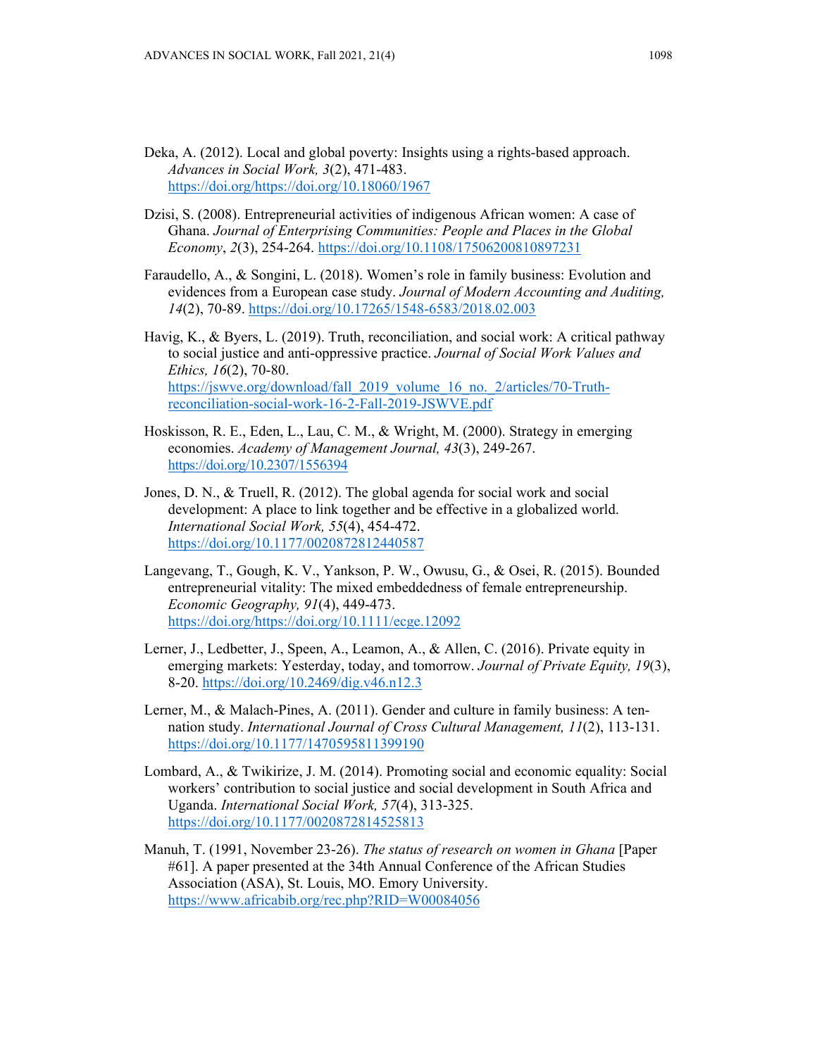Deka, A. (2012). Local and global poverty: Insights using a rights-based approach. *Advances in Social Work, 3*(2), 471-483. https://doi.org/https://doi.org/10.18060/1967

Dzisi, S. (2008). Entrepreneurial activities of indigenous African women: A case of Ghana. *Journal of Enterprising Communities: People and Places in the Global Economy*, *2*(3), 254-264. https://doi.org/10.1108/17506200810897231

Faraudello, A., & Songini, L. (2018). Women's role in family business: Evolution and evidences from a European case study. *Journal of Modern Accounting and Auditing, 14*(2), 70-89. https://doi.org/10.17265/1548-6583/2018.02.003

Havig, K., & Byers, L. (2019). Truth, reconciliation, and social work: A critical pathway to social justice and anti-oppressive practice. *Journal of Social Work Values and Ethics, 16*(2), 70-80. https://jswve.org/download/fall_2019_volume_16_no._2/articles/70-Truth-reconciliation-social-work-16-2-Fall-2019-JSWVE.pdf

Hoskisson, R. E., Eden, L., Lau, C. M., & Wright, M. (2000). Strategy in emerging economies. *Academy of Management Journal, 43*(3), 249-267. https://doi.org/10.2307/1556394

Jones, D. N., & Truell, R. (2012). The global agenda for social work and social development: A place to link together and be effective in a globalized world. *International Social Work, 55*(4), 454-472. https://doi.org/10.1177/0020872812440587

Langevang, T., Gough, K. V., Yankson, P. W., Owusu, G., & Osei, R. (2015). Bounded entrepreneurial vitality: The mixed embeddedness of female entrepreneurship. *Economic Geography, 91*(4), 449-473. https://doi.org/https://doi.org/10.1111/ecge.12092

Lerner, J., Ledbetter, J., Speen, A., Leamon, A., & Allen, C. (2016). Private equity in emerging markets: Yesterday, today, and tomorrow. *Journal of Private Equity, 19*(3), 8-20. https://doi.org/10.2469/dig.v46.n12.3

Lerner, M., & Malach-Pines, A. (2011). Gender and culture in family business: A ten-nation study. *International Journal of Cross Cultural Management, 11*(2), 113-131. https://doi.org/10.1177/1470595811399190

Lombard, A., & Twikirize, J. M. (2014). Promoting social and economic equality: Social workers' contribution to social justice and social development in South Africa and Uganda. *International Social Work, 57*(4), 313-325. https://doi.org/10.1177/0020872814525813

Manuh, T. (1991, November 23-26). *The status of research on women in Ghana* [Paper #61]. A paper presented at the 34th Annual Conference of the African Studies Association (ASA), St. Louis, MO. Emory University. https://www.africabib.org/rec.php?RID=W00084056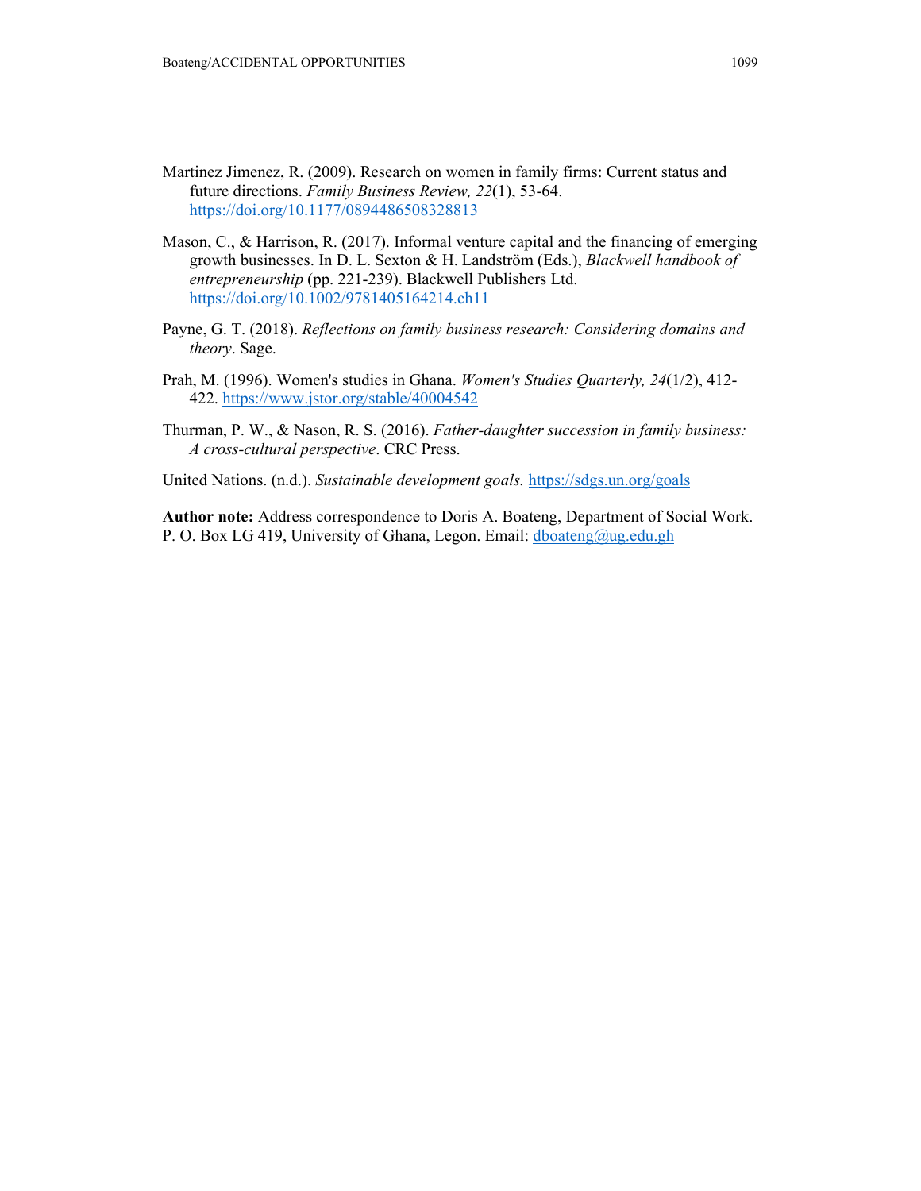Martinez Jimenez, R. (2009). Research on women in family firms: Current status and future directions. *Family Business Review, 22*(1), 53-64. https://doi.org/10.1177/0894486508328813

Mason, C., & Harrison, R. (2017). Informal venture capital and the financing of emerging growth businesses. In D. L. Sexton & H. Landström (Eds.), *Blackwell handbook of entrepreneurship* (pp. 221-239). Blackwell Publishers Ltd. https://doi.org/10.1002/9781405164214.ch11

Payne, G. T. (2018). *Reflections on family business research: Considering domains and theory*. Sage.

Prah, M. (1996). Women's studies in Ghana. *Women's Studies Quarterly, 24*(1/2), 412-422. https://www.jstor.org/stable/40004542

Thurman, P. W., & Nason, R. S. (2016). *Father-daughter succession in family business: A cross-cultural perspective*. CRC Press.

United Nations. (n.d.). *Sustainable development goals.* https://sdgs.un.org/goals

**Author note:** Address correspondence to Doris A. Boateng, Department of Social Work. P. O. Box LG 419, University of Ghana, Legon. Email: dboateng@ug.edu.gh